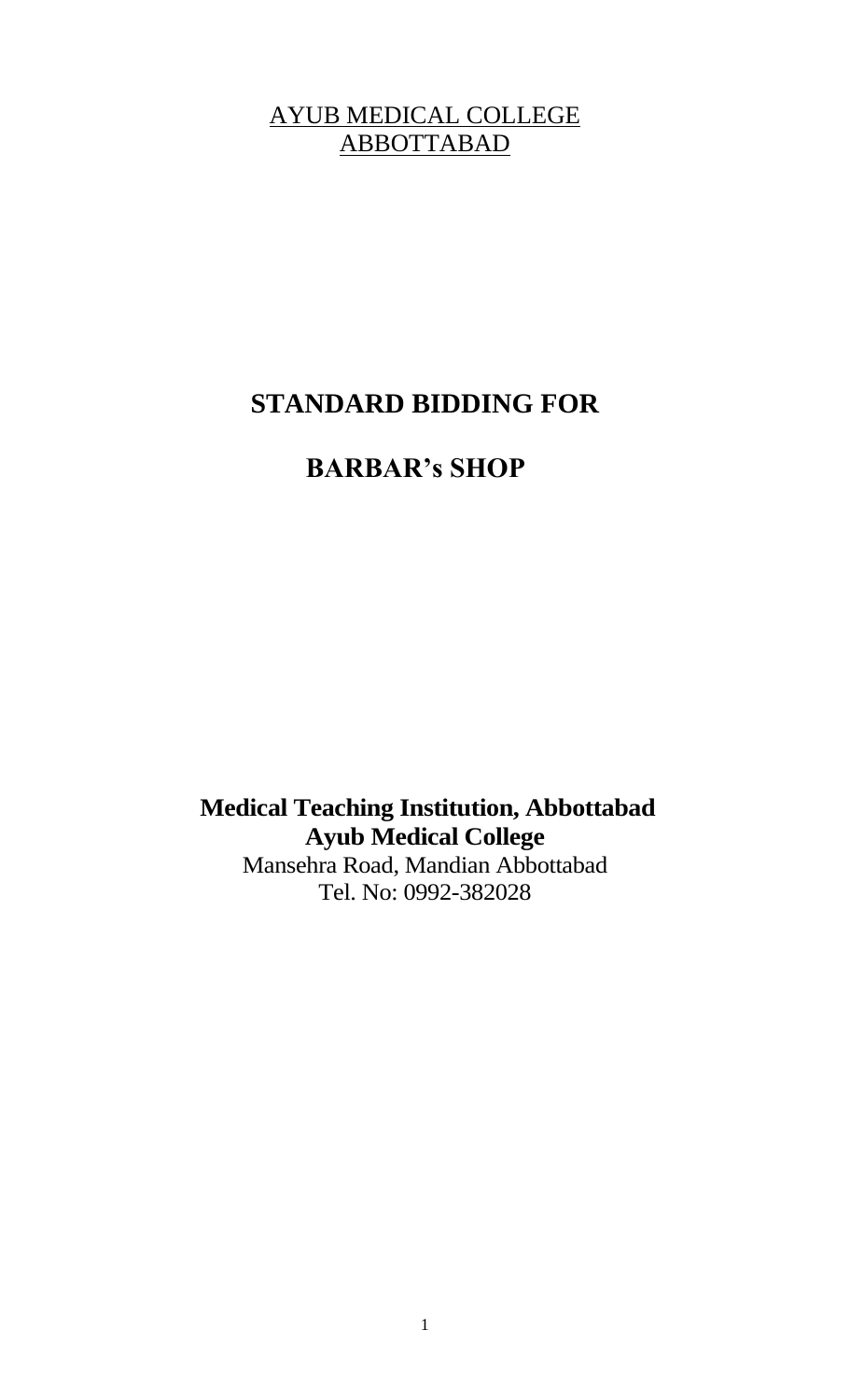<u>AYUB MEDICAL COLLEGE</u>
<u>ABBOTTABAD</u>

# STANDARD BIDDING FOR

# BARBAR's SHOP

**Medical Teaching Institution, Abbottabad**
**Ayub Medical College**
Mansehra Road, Mandian Abbottabad
Tel. No: 0992-382028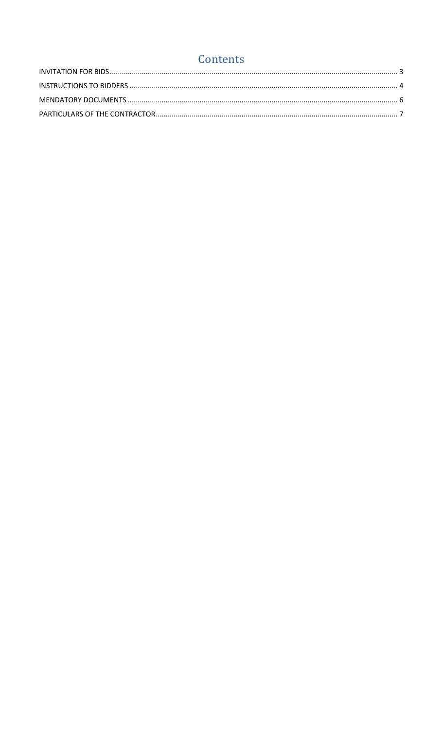# Contents

INVITATION FOR BIDS ........................................................................ 3

INSTRUCTIONS TO BIDDERS ........................................................................ 4

MENDATORY DOCUMENTS ........................................................................ 6

PARTICULARS OF THE CONTRACTOR ........................................................................ 7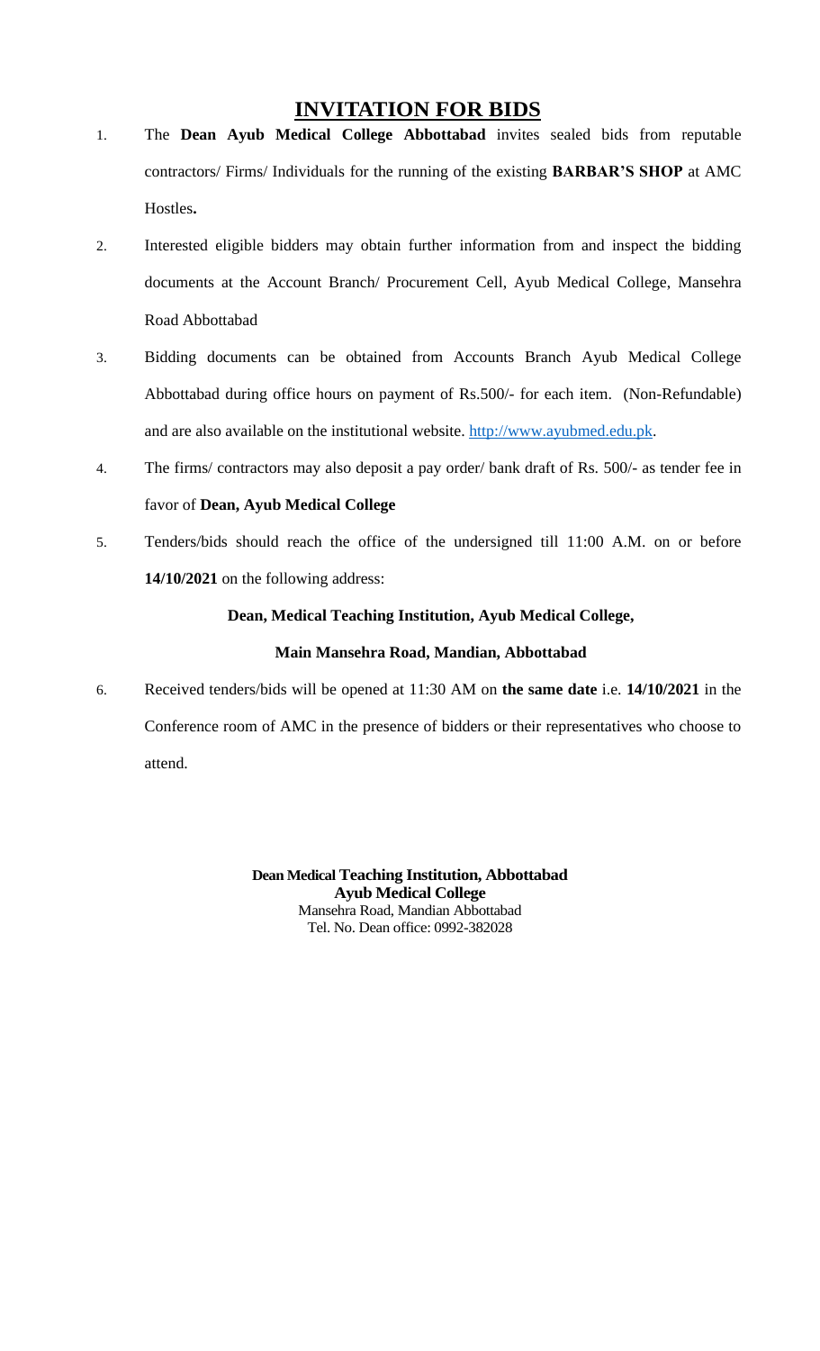# INVITATION FOR BIDS

1. The **Dean Ayub Medical College Abbottabad** invites sealed bids from reputable contractors/ Firms/ Individuals for the running of the existing **BARBAR'S SHOP** at AMC Hostles**.**

2. Interested eligible bidders may obtain further information from and inspect the bidding documents at the Account Branch/ Procurement Cell, Ayub Medical College, Mansehra Road Abbottabad

3. Bidding documents can be obtained from Accounts Branch Ayub Medical College Abbottabad during office hours on payment of Rs.500/- for each item. (Non-Refundable) and are also available on the institutional website. [http://www.ayubmed.edu.pk](http://www.ayubmed.edu.pk).

4. The firms/ contractors may also deposit a pay order/ bank draft of Rs. 500/- as tender fee in favor of **Dean, Ayub Medical College**

5. Tenders/bids should reach the office of the undersigned till 11:00 A.M. on or before **14/10/2021** on the following address:

   **Dean, Medical Teaching Institution, Ayub Medical College,**

   **Main Mansehra Road, Mandian, Abbottabad**

6. Received tenders/bids will be opened at 11:30 AM on **the same date** i.e. **14/10/2021** in the Conference room of AMC in the presence of bidders or their representatives who choose to attend.

**Dean Medical Teaching Institution, Abbottabad**
**Ayub Medical College**
Mansehra Road, Mandian Abbottabad
Tel. No. Dean office: 0992-382028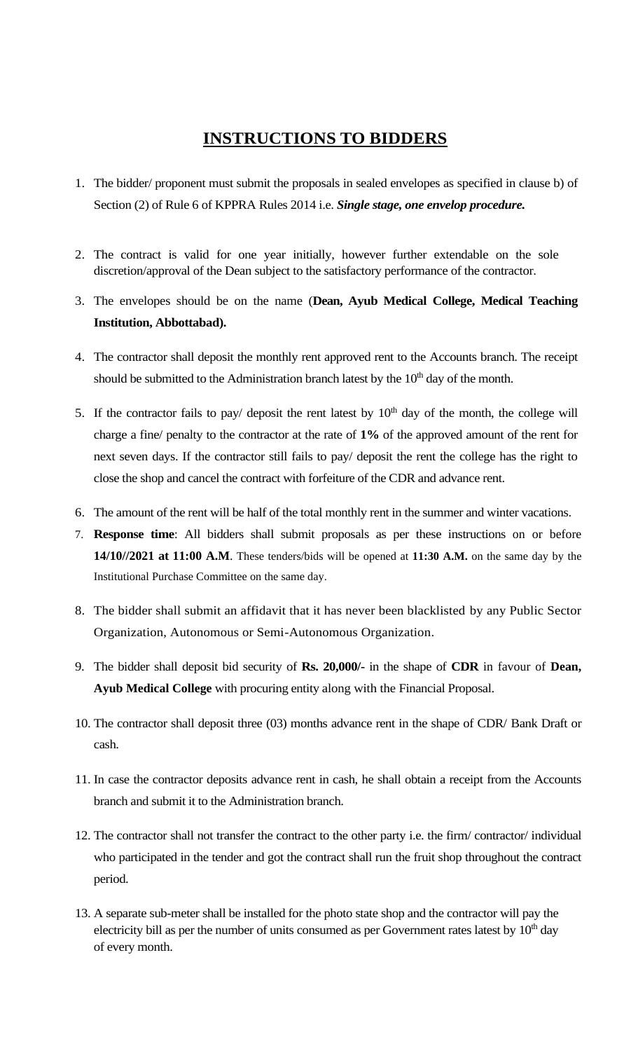# INSTRUCTIONS TO BIDDERS

1. The bidder/ proponent must submit the proposals in sealed envelopes as specified in clause b) of Section (2) of Rule 6 of KPPRA Rules 2014 i.e. ***Single stage, one envelop procedure.***

2. The contract is valid for one year initially, however further extendable on the sole discretion/approval of the Dean subject to the satisfactory performance of the contractor.

3. The envelopes should be on the name (**Dean, Ayub Medical College, Medical Teaching Institution, Abbottabad).**

4. The contractor shall deposit the monthly rent approved rent to the Accounts branch. The receipt should be submitted to the Administration branch latest by the 10th day of the month.

5. If the contractor fails to pay/ deposit the rent latest by 10th day of the month, the college will charge a fine/ penalty to the contractor at the rate of **1%** of the approved amount of the rent for next seven days. If the contractor still fails to pay/ deposit the rent the college has the right to close the shop and cancel the contract with forfeiture of the CDR and advance rent.

6. The amount of the rent will be half of the total monthly rent in the summer and winter vacations.

7. **Response time**: All bidders shall submit proposals as per these instructions on or before **14/10//2021 at 11:00 A.M**. These tenders/bids will be opened at **11:30 A.M.** on the same day by the Institutional Purchase Committee on the same day.

8. The bidder shall submit an affidavit that it has never been blacklisted by any Public Sector Organization, Autonomous or Semi-Autonomous Organization.

9. The bidder shall deposit bid security of **Rs. 20,000/-** in the shape of **CDR** in favour of **Dean, Ayub Medical College** with procuring entity along with the Financial Proposal.

10. The contractor shall deposit three (03) months advance rent in the shape of CDR/ Bank Draft or cash.

11. In case the contractor deposits advance rent in cash, he shall obtain a receipt from the Accounts branch and submit it to the Administration branch.

12. The contractor shall not transfer the contract to the other party i.e. the firm/ contractor/ individual who participated in the tender and got the contract shall run the fruit shop throughout the contract period.

13. A separate sub-meter shall be installed for the photo state shop and the contractor will pay the electricity bill as per the number of units consumed as per Government rates latest by 10th day of every month.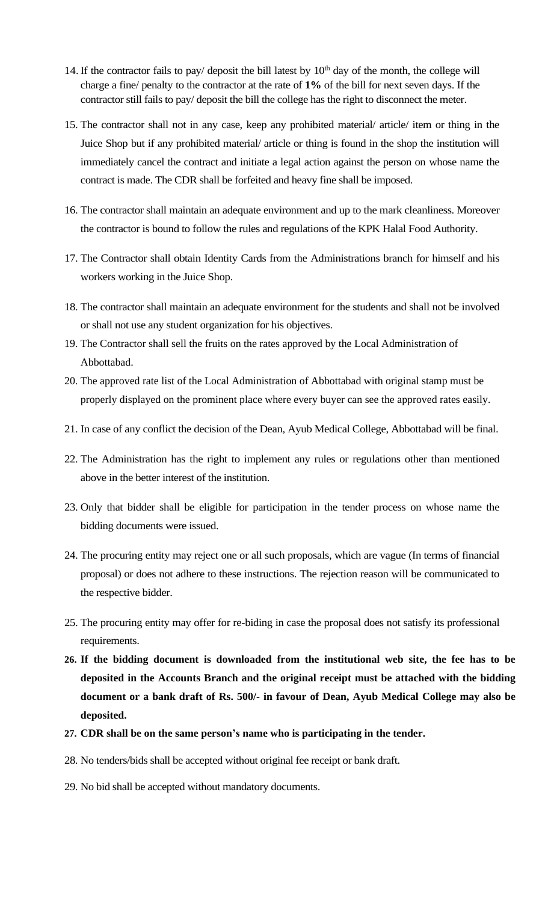14. If the contractor fails to pay/ deposit the bill latest by 10th day of the month, the college will charge a fine/ penalty to the contractor at the rate of **1%** of the bill for next seven days. If the contractor still fails to pay/ deposit the bill the college has the right to disconnect the meter.

15. The contractor shall not in any case, keep any prohibited material/ article/ item or thing in the Juice Shop but if any prohibited material/ article or thing is found in the shop the institution will immediately cancel the contract and initiate a legal action against the person on whose name the contract is made. The CDR shall be forfeited and heavy fine shall be imposed.

16. The contractor shall maintain an adequate environment and up to the mark cleanliness. Moreover the contractor is bound to follow the rules and regulations of the KPK Halal Food Authority.

17. The Contractor shall obtain Identity Cards from the Administrations branch for himself and his workers working in the Juice Shop.

18. The contractor shall maintain an adequate environment for the students and shall not be involved or shall not use any student organization for his objectives.

19. The Contractor shall sell the fruits on the rates approved by the Local Administration of Abbottabad.

20. The approved rate list of the Local Administration of Abbottabad with original stamp must be properly displayed on the prominent place where every buyer can see the approved rates easily.

21. In case of any conflict the decision of the Dean, Ayub Medical College, Abbottabad will be final.

22. The Administration has the right to implement any rules or regulations other than mentioned above in the better interest of the institution.

23. Only that bidder shall be eligible for participation in the tender process on whose name the bidding documents were issued.

24. The procuring entity may reject one or all such proposals, which are vague (In terms of financial proposal) or does not adhere to these instructions. The rejection reason will be communicated to the respective bidder.

25. The procuring entity may offer for re-biding in case the proposal does not satisfy its professional requirements.

26. **If the bidding document is downloaded from the institutional web site, the fee has to be deposited in the Accounts Branch and the original receipt must be attached with the bidding document or a bank draft of Rs. 500/- in favour of Dean, Ayub Medical College may also be deposited.**

27. **CDR shall be on the same person's name who is participating in the tender.**

28. No tenders/bids shall be accepted without original fee receipt or bank draft.

29. No bid shall be accepted without mandatory documents.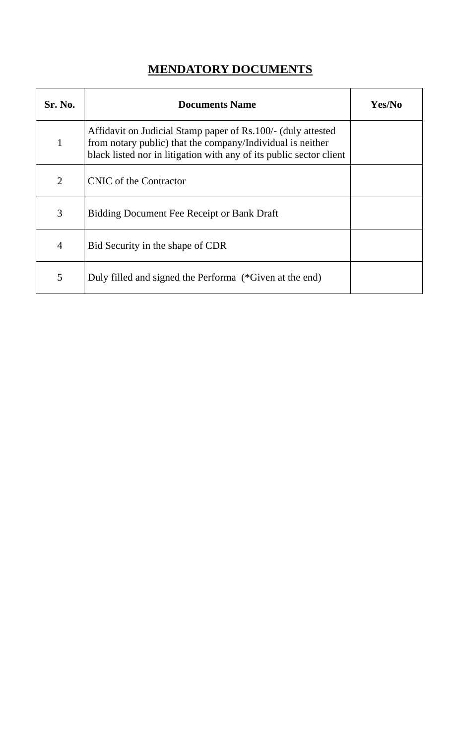## MENDATORY DOCUMENTS

| Sr. No. | Documents Name | Yes/No |
|---|---|---|
| 1 | Affidavit on Judicial Stamp paper of Rs.100/- (duly attested from notary public) that the company/Individual is neither black listed nor in litigation with any of its public sector client | |
| 2 | CNIC of the Contractor | |
| 3 | Bidding Document Fee Receipt or Bank Draft | |
| 4 | Bid Security in the shape of CDR | |
| 5 | Duly filled and signed the Performa (*Given at the end) | |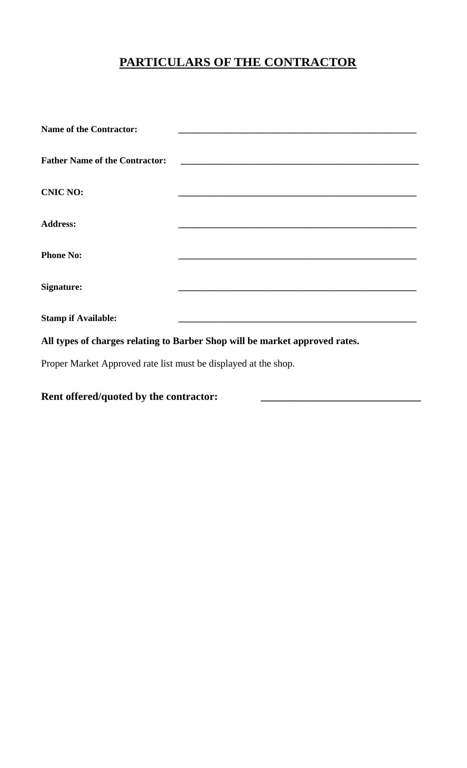# PARTICULARS OF THE CONTRACTOR

**Name of the Contractor:** ____________________________________________________

**Father Name of the Contractor:** ____________________________________________________

**CNIC NO:** ____________________________________________________

**Address:** ____________________________________________________

**Phone No:** ____________________________________________________

**Signature:** ____________________________________________________

**Stamp if Available:** ____________________________________________________

**All types of charges relating to Barber Shop will be market approved rates.**

Proper Market Approved rate list must be displayed at the shop.

**Rent offered/quoted by the contractor:** ______________________________